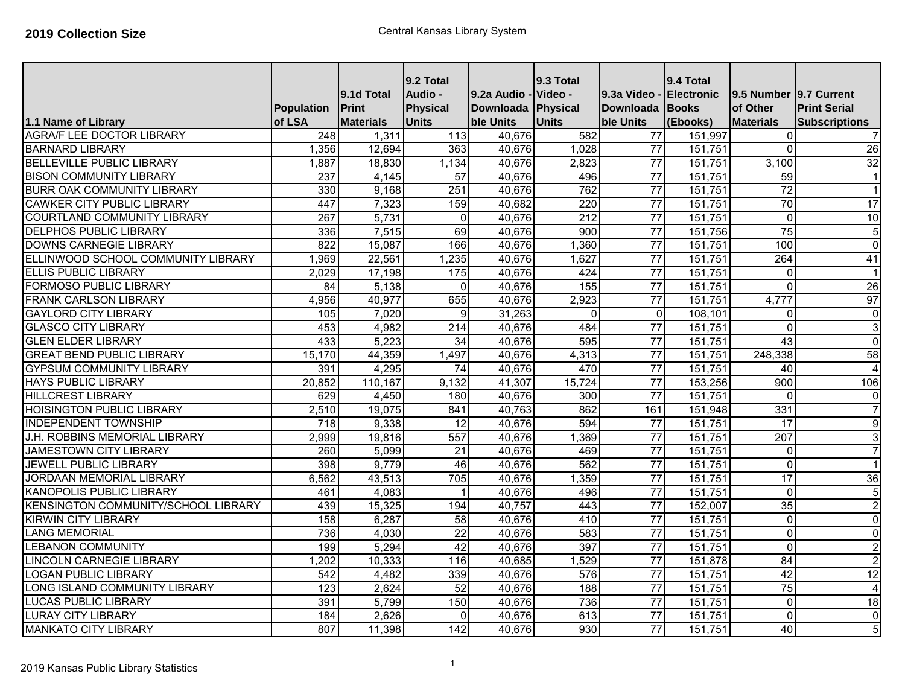**2019 Collection Size**

Central Kansas Library System

| 1.1 Name of Library | Population of LSA | 9.1d Total Print Materials | 9.2 Total Audio - Physical Units | 9.2a Audio - Downloadable Units | 9.3 Total Video - Physical Units | 9.3a Video - Downloadable Units | 9.4 Total Electronic Books (Ebooks) | 9.5 Number of Other Materials | 9.7 Current Print Serial Subscriptions |
|---|---|---|---|---|---|---|---|---|---|
| AGRA/F LEE DOCTOR LIBRARY | 248 | 1,311 | 113 | 40,676 | 582 | 77 | 151,997 | 0 | 7 |
| BARNARD LIBRARY | 1,356 | 12,694 | 363 | 40,676 | 1,028 | 77 | 151,751 | 0 | 26 |
| BELLEVILLE PUBLIC LIBRARY | 1,887 | 18,830 | 1,134 | 40,676 | 2,823 | 77 | 151,751 | 3,100 | 32 |
| BISON COMMUNITY LIBRARY | 237 | 4,145 | 57 | 40,676 | 496 | 77 | 151,751 | 59 | 1 |
| BURR OAK COMMUNITY LIBRARY | 330 | 9,168 | 251 | 40,676 | 762 | 77 | 151,751 | 72 | 1 |
| CAWKER CITY PUBLIC LIBRARY | 447 | 7,323 | 159 | 40,682 | 220 | 77 | 151,751 | 70 | 17 |
| COURTLAND COMMUNITY LIBRARY | 267 | 5,731 | 0 | 40,676 | 212 | 77 | 151,751 | 0 | 10 |
| DELPHOS PUBLIC LIBRARY | 336 | 7,515 | 69 | 40,676 | 900 | 77 | 151,756 | 75 | 5 |
| DOWNS CARNEGIE LIBRARY | 822 | 15,087 | 166 | 40,676 | 1,360 | 77 | 151,751 | 100 | 0 |
| ELLINWOOD SCHOOL COMMUNITY LIBRARY | 1,969 | 22,561 | 1,235 | 40,676 | 1,627 | 77 | 151,751 | 264 | 41 |
| ELLIS PUBLIC LIBRARY | 2,029 | 17,198 | 175 | 40,676 | 424 | 77 | 151,751 | 0 | 1 |
| FORMOSO PUBLIC LIBRARY | 84 | 5,138 | 0 | 40,676 | 155 | 77 | 151,751 | 0 | 26 |
| FRANK CARLSON LIBRARY | 4,956 | 40,977 | 655 | 40,676 | 2,923 | 77 | 151,751 | 4,777 | 97 |
| GAYLORD CITY LIBRARY | 105 | 7,020 | 9 | 31,263 | 0 | 0 | 108,101 | 0 | 0 |
| GLASCO CITY LIBRARY | 453 | 4,982 | 214 | 40,676 | 484 | 77 | 151,751 | 0 | 3 |
| GLEN ELDER LIBRARY | 433 | 5,223 | 34 | 40,676 | 595 | 77 | 151,751 | 43 | 0 |
| GREAT BEND PUBLIC LIBRARY | 15,170 | 44,359 | 1,497 | 40,676 | 4,313 | 77 | 151,751 | 248,338 | 58 |
| GYPSUM COMMUNITY LIBRARY | 391 | 4,295 | 74 | 40,676 | 470 | 77 | 151,751 | 40 | 4 |
| HAYS PUBLIC LIBRARY | 20,852 | 110,167 | 9,132 | 41,307 | 15,724 | 77 | 153,256 | 900 | 106 |
| HILLCREST LIBRARY | 629 | 4,450 | 180 | 40,676 | 300 | 77 | 151,751 | 0 | 0 |
| HOISINGTON PUBLIC LIBRARY | 2,510 | 19,075 | 841 | 40,763 | 862 | 161 | 151,948 | 331 | 7 |
| INDEPENDENT TOWNSHIP | 718 | 9,338 | 12 | 40,676 | 594 | 77 | 151,751 | 17 | 9 |
| J.H. ROBBINS MEMORIAL LIBRARY | 2,999 | 19,816 | 557 | 40,676 | 1,369 | 77 | 151,751 | 207 | 3 |
| JAMESTOWN CITY LIBRARY | 260 | 5,099 | 21 | 40,676 | 469 | 77 | 151,751 | 0 | 7 |
| JEWELL PUBLIC LIBRARY | 398 | 9,779 | 46 | 40,676 | 562 | 77 | 151,751 | 0 | 1 |
| JORDAAN MEMORIAL LIBRARY | 6,562 | 43,513 | 705 | 40,676 | 1,359 | 77 | 151,751 | 17 | 36 |
| KANOPOLIS PUBLIC LIBRARY | 461 | 4,083 | 1 | 40,676 | 496 | 77 | 151,751 | 0 | 5 |
| KENSINGTON COMMUNITY/SCHOOL LIBRARY | 439 | 15,325 | 194 | 40,757 | 443 | 77 | 152,007 | 35 | 2 |
| KIRWIN CITY LIBRARY | 158 | 6,287 | 58 | 40,676 | 410 | 77 | 151,751 | 0 | 0 |
| LANG MEMORIAL | 736 | 4,030 | 22 | 40,676 | 583 | 77 | 151,751 | 0 | 0 |
| LEBANON COMMUNITY | 199 | 5,294 | 42 | 40,676 | 397 | 77 | 151,751 | 0 | 2 |
| LINCOLN CARNEGIE LIBRARY | 1,202 | 10,333 | 116 | 40,685 | 1,529 | 77 | 151,878 | 84 | 2 |
| LOGAN PUBLIC LIBRARY | 542 | 4,482 | 339 | 40,676 | 576 | 77 | 151,751 | 42 | 12 |
| LONG ISLAND COMMUNITY LIBRARY | 123 | 2,624 | 52 | 40,676 | 188 | 77 | 151,751 | 75 | 4 |
| LUCAS PUBLIC LIBRARY | 391 | 5,799 | 150 | 40,676 | 736 | 77 | 151,751 | 0 | 18 |
| LURAY CITY LIBRARY | 184 | 2,626 | 0 | 40,676 | 613 | 77 | 151,751 | 0 | 0 |
| MANKATO CITY LIBRARY | 807 | 11,398 | 142 | 40,676 | 930 | 77 | 151,751 | 40 | 5 |

2019 Kansas Public Library Statistics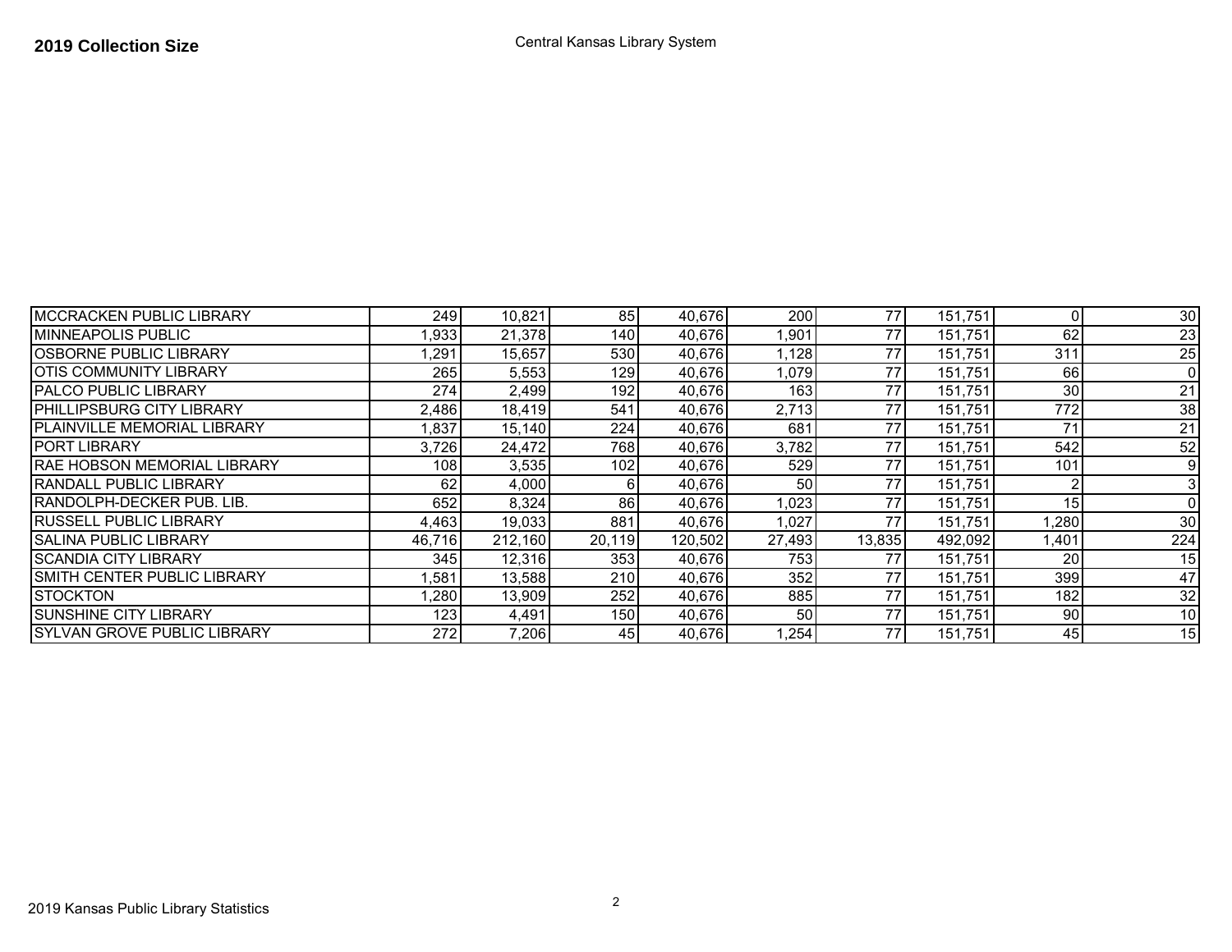**2019 Collection Size**

Central Kansas Library System

| | | | | | | | | | |
|---|---|---|---|---|---|---|---|---|---|
| MCCRACKEN PUBLIC LIBRARY | 249 | 10,821 | 85 | 40,676 | 200 | 77 | 151,751 | 0 | 30 |
| MINNEAPOLIS PUBLIC | 1,933 | 21,378 | 140 | 40,676 | 1,901 | 77 | 151,751 | 62 | 23 |
| OSBORNE PUBLIC LIBRARY | 1,291 | 15,657 | 530 | 40,676 | 1,128 | 77 | 151,751 | 311 | 25 |
| OTIS COMMUNITY LIBRARY | 265 | 5,553 | 129 | 40,676 | 1,079 | 77 | 151,751 | 66 | 0 |
| PALCO PUBLIC LIBRARY | 274 | 2,499 | 192 | 40,676 | 163 | 77 | 151,751 | 30 | 21 |
| PHILLIPSBURG CITY LIBRARY | 2,486 | 18,419 | 541 | 40,676 | 2,713 | 77 | 151,751 | 772 | 38 |
| PLAINVILLE MEMORIAL LIBRARY | 1,837 | 15,140 | 224 | 40,676 | 681 | 77 | 151,751 | 71 | 21 |
| PORT LIBRARY | 3,726 | 24,472 | 768 | 40,676 | 3,782 | 77 | 151,751 | 542 | 52 |
| RAE HOBSON MEMORIAL LIBRARY | 108 | 3,535 | 102 | 40,676 | 529 | 77 | 151,751 | 101 | 9 |
| RANDALL PUBLIC LIBRARY | 62 | 4,000 | 6 | 40,676 | 50 | 77 | 151,751 | 2 | 3 |
| RANDOLPH-DECKER PUB. LIB. | 652 | 8,324 | 86 | 40,676 | 1,023 | 77 | 151,751 | 15 | 0 |
| RUSSELL PUBLIC LIBRARY | 4,463 | 19,033 | 881 | 40,676 | 1,027 | 77 | 151,751 | 1,280 | 30 |
| SALINA PUBLIC LIBRARY | 46,716 | 212,160 | 20,119 | 120,502 | 27,493 | 13,835 | 492,092 | 1,401 | 224 |
| SCANDIA CITY LIBRARY | 345 | 12,316 | 353 | 40,676 | 753 | 77 | 151,751 | 20 | 15 |
| SMITH CENTER PUBLIC LIBRARY | 1,581 | 13,588 | 210 | 40,676 | 352 | 77 | 151,751 | 399 | 47 |
| STOCKTON | 1,280 | 13,909 | 252 | 40,676 | 885 | 77 | 151,751 | 182 | 32 |
| SUNSHINE CITY LIBRARY | 123 | 4,491 | 150 | 40,676 | 50 | 77 | 151,751 | 90 | 10 |
| SYLVAN GROVE PUBLIC LIBRARY | 272 | 7,206 | 45 | 40,676 | 1,254 | 77 | 151,751 | 45 | 15 |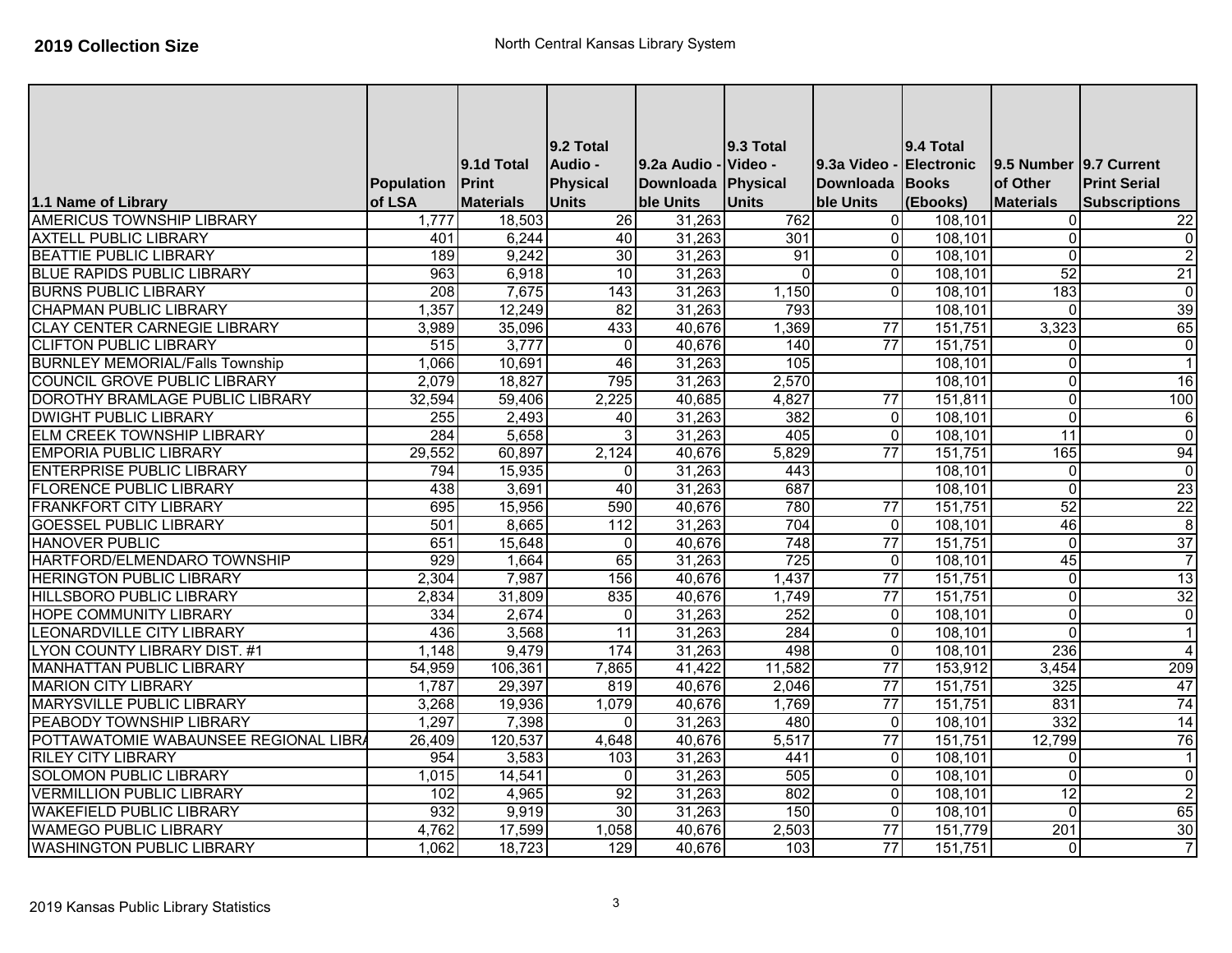**2019 Collection Size**

North Central Kansas Library System

| 1.1 Name of Library | Population of LSA | 9.1d Total Print Materials | 9.2 Total Audio - Physical Units | 9.2a Audio - Downloadable Units | 9.3 Total Video - Physical Units | 9.3a Video - Downloadable Units | 9.4 Total Electronic Books (Ebooks) | 9.5 Number of Other Materials | 9.7 Current Print Serial Subscriptions |
|---|---|---|---|---|---|---|---|---|---|
| AMERICUS TOWNSHIP LIBRARY | 1,777 | 18,503 | 26 | 31,263 | 762 | 0 | 108,101 | 0 | 22 |
| AXTELL PUBLIC LIBRARY | 401 | 6,244 | 40 | 31,263 | 301 | 0 | 108,101 | 0 | 0 |
| BEATTIE PUBLIC LIBRARY | 189 | 9,242 | 30 | 31,263 | 91 | 0 | 108,101 | 0 | 2 |
| BLUE RAPIDS PUBLIC LIBRARY | 963 | 6,918 | 10 | 31,263 | 0 | 0 | 108,101 | 52 | 21 |
| BURNS PUBLIC LIBRARY | 208 | 7,675 | 143 | 31,263 | 1,150 | 0 | 108,101 | 183 | 0 |
| CHAPMAN PUBLIC LIBRARY | 1,357 | 12,249 | 82 | 31,263 | 793 | | 108,101 | 0 | 39 |
| CLAY CENTER CARNEGIE LIBRARY | 3,989 | 35,096 | 433 | 40,676 | 1,369 | 77 | 151,751 | 3,323 | 65 |
| CLIFTON PUBLIC LIBRARY | 515 | 3,777 | 0 | 40,676 | 140 | 77 | 151,751 | 0 | 0 |
| BURNLEY MEMORIAL/Falls Township | 1,066 | 10,691 | 46 | 31,263 | 105 | | 108,101 | 0 | 1 |
| COUNCIL GROVE PUBLIC LIBRARY | 2,079 | 18,827 | 795 | 31,263 | 2,570 | | 108,101 | 0 | 16 |
| DOROTHY BRAMLAGE PUBLIC LIBRARY | 32,594 | 59,406 | 2,225 | 40,685 | 4,827 | 77 | 151,811 | 0 | 100 |
| DWIGHT PUBLIC LIBRARY | 255 | 2,493 | 40 | 31,263 | 382 | 0 | 108,101 | 0 | 6 |
| ELM CREEK TOWNSHIP LIBRARY | 284 | 5,658 | 3 | 31,263 | 405 | 0 | 108,101 | 11 | 0 |
| EMPORIA PUBLIC LIBRARY | 29,552 | 60,897 | 2,124 | 40,676 | 5,829 | 77 | 151,751 | 165 | 94 |
| ENTERPRISE PUBLIC LIBRARY | 794 | 15,935 | 0 | 31,263 | 443 | | 108,101 | 0 | 0 |
| FLORENCE PUBLIC LIBRARY | 438 | 3,691 | 40 | 31,263 | 687 | | 108,101 | 0 | 23 |
| FRANKFORT CITY LIBRARY | 695 | 15,956 | 590 | 40,676 | 780 | 77 | 151,751 | 52 | 22 |
| GOESSEL PUBLIC LIBRARY | 501 | 8,665 | 112 | 31,263 | 704 | 0 | 108,101 | 46 | 8 |
| HANOVER PUBLIC | 651 | 15,648 | 0 | 40,676 | 748 | 77 | 151,751 | 0 | 37 |
| HARTFORD/ELMENDARO TOWNSHIP | 929 | 1,664 | 65 | 31,263 | 725 | 0 | 108,101 | 45 | 7 |
| HERINGTON PUBLIC LIBRARY | 2,304 | 7,987 | 156 | 40,676 | 1,437 | 77 | 151,751 | 0 | 13 |
| HILLSBORO PUBLIC LIBRARY | 2,834 | 31,809 | 835 | 40,676 | 1,749 | 77 | 151,751 | 0 | 32 |
| HOPE COMMUNITY LIBRARY | 334 | 2,674 | 0 | 31,263 | 252 | 0 | 108,101 | 0 | 0 |
| LEONARDVILLE CITY LIBRARY | 436 | 3,568 | 11 | 31,263 | 284 | 0 | 108,101 | 0 | 1 |
| LYON COUNTY LIBRARY DIST. #1 | 1,148 | 9,479 | 174 | 31,263 | 498 | 0 | 108,101 | 236 | 4 |
| MANHATTAN PUBLIC LIBRARY | 54,959 | 106,361 | 7,865 | 41,422 | 11,582 | 77 | 153,912 | 3,454 | 209 |
| MARION CITY LIBRARY | 1,787 | 29,397 | 819 | 40,676 | 2,046 | 77 | 151,751 | 325 | 47 |
| MARYSVILLE PUBLIC LIBRARY | 3,268 | 19,936 | 1,079 | 40,676 | 1,769 | 77 | 151,751 | 831 | 74 |
| PEABODY TOWNSHIP LIBRARY | 1,297 | 7,398 | 0 | 31,263 | 480 | 0 | 108,101 | 332 | 14 |
| POTTAWATOMIE WABAUNSEE REGIONAL LIBRA | 26,409 | 120,537 | 4,648 | 40,676 | 5,517 | 77 | 151,751 | 12,799 | 76 |
| RILEY CITY LIBRARY | 954 | 3,583 | 103 | 31,263 | 441 | 0 | 108,101 | 0 | 1 |
| SOLOMON PUBLIC LIBRARY | 1,015 | 14,541 | 0 | 31,263 | 505 | 0 | 108,101 | 0 | 0 |
| VERMILLION PUBLIC LIBRARY | 102 | 4,965 | 92 | 31,263 | 802 | 0 | 108,101 | 12 | 2 |
| WAKEFIELD PUBLIC LIBRARY | 932 | 9,919 | 30 | 31,263 | 150 | 0 | 108,101 | 0 | 65 |
| WAMEGO PUBLIC LIBRARY | 4,762 | 17,599 | 1,058 | 40,676 | 2,503 | 77 | 151,779 | 201 | 30 |
| WASHINGTON PUBLIC LIBRARY | 1,062 | 18,723 | 129 | 40,676 | 103 | 77 | 151,751 | 0 | 7 |

2019 Kansas Public Library Statistics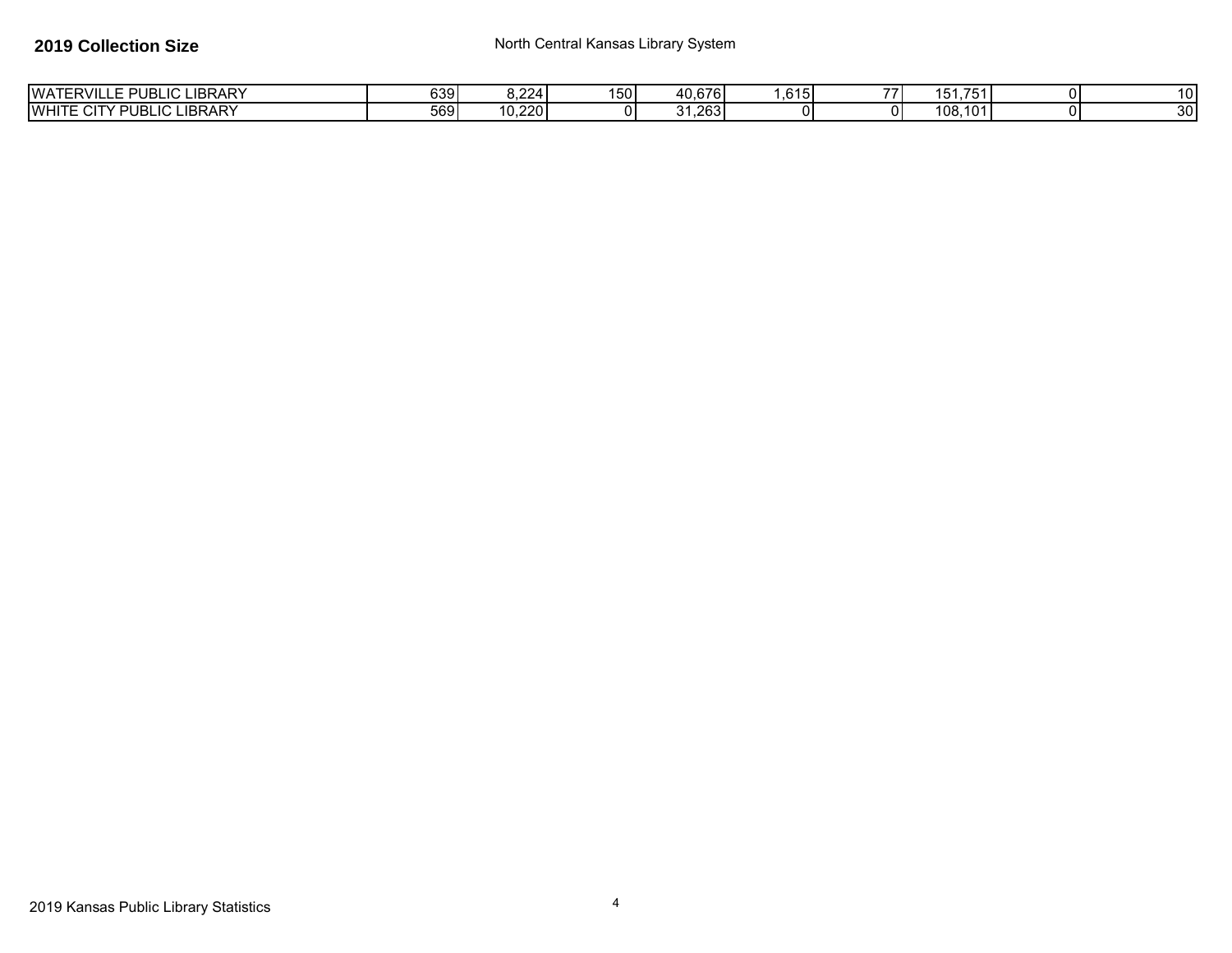**2019 Collection Size**

North Central Kansas Library System

| | | | | | | | | | |
|---|---|---|---|---|---|---|---|---|---|
| WATERVILLE PUBLIC LIBRARY | 639 | 8,224 | 150 | 40,676 | 1,615 | 77 | 151,751 | 0 | 10 |
| WHITE CITY PUBLIC LIBRARY | 569 | 10,220 | 0 | 31,263 | 0 | 0 | 108,101 | 0 | 30 |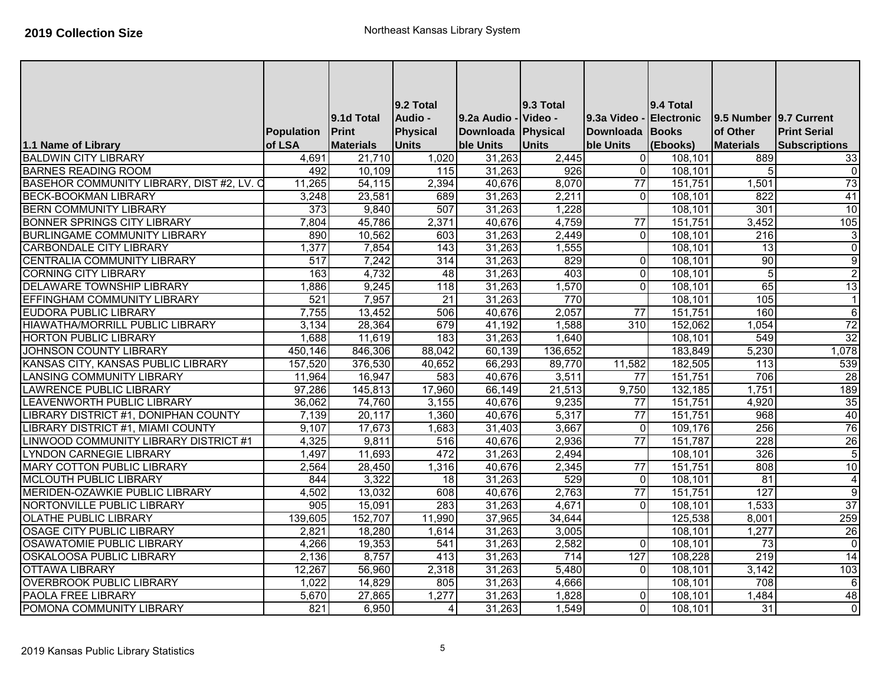**2019 Collection Size**

Northeast Kansas Library System

| 1.1 Name of Library | Population of LSA | 9.1d Total Print Materials | 9.2 Total Audio - Physical Units | 9.2a Audio - Downloadable Units | 9.3 Total Video - Physical Units | 9.3a Video - Downloadable Units | 9.4 Total Electronic Books (Ebooks) | 9.5 Number of Other Materials | 9.7 Current Print Serial Subscriptions |
|---|---|---|---|---|---|---|---|---|---|
| BALDWIN CITY LIBRARY | 4,691 | 21,710 | 1,020 | 31,263 | 2,445 | 0 | 108,101 | 889 | 33 |
| BARNES READING ROOM | 492 | 10,109 | 115 | 31,263 | 926 | 0 | 108,101 | 5 | 0 |
| BASEHOR COMMUNITY LIBRARY, DIST #2, LV. C | 11,265 | 54,115 | 2,394 | 40,676 | 8,070 | 77 | 151,751 | 1,501 | 73 |
| BECK-BOOKMAN LIBRARY | 3,248 | 23,581 | 689 | 31,263 | 2,211 | 0 | 108,101 | 822 | 41 |
| BERN COMMUNITY LIBRARY | 373 | 9,840 | 507 | 31,263 | 1,228 | | 108,101 | 301 | 10 |
| BONNER SPRINGS CITY LIBRARY | 7,804 | 45,786 | 2,371 | 40,676 | 4,759 | 77 | 151,751 | 3,452 | 105 |
| BURLINGAME COMMUNITY LIBRARY | 890 | 10,562 | 603 | 31,263 | 2,449 | 0 | 108,101 | 216 | 3 |
| CARBONDALE CITY LIBRARY | 1,377 | 7,854 | 143 | 31,263 | 1,555 | | 108,101 | 13 | 0 |
| CENTRALIA COMMUNITY LIBRARY | 517 | 7,242 | 314 | 31,263 | 829 | 0 | 108,101 | 90 | 9 |
| CORNING CITY LIBRARY | 163 | 4,732 | 48 | 31,263 | 403 | 0 | 108,101 | 5 | 2 |
| DELAWARE TOWNSHIP LIBRARY | 1,886 | 9,245 | 118 | 31,263 | 1,570 | 0 | 108,101 | 65 | 13 |
| EFFINGHAM COMMUNITY LIBRARY | 521 | 7,957 | 21 | 31,263 | 770 | | 108,101 | 105 | 1 |
| EUDORA PUBLIC LIBRARY | 7,755 | 13,452 | 506 | 40,676 | 2,057 | 77 | 151,751 | 160 | 6 |
| HIAWATHA/MORRILL PUBLIC LIBRARY | 3,134 | 28,364 | 679 | 41,192 | 1,588 | 310 | 152,062 | 1,054 | 72 |
| HORTON PUBLIC LIBRARY | 1,688 | 11,619 | 183 | 31,263 | 1,640 | | 108,101 | 549 | 32 |
| JOHNSON COUNTY LIBRARY | 450,146 | 846,306 | 88,042 | 60,139 | 136,652 | | 183,849 | 5,230 | 1,078 |
| KANSAS CITY, KANSAS PUBLIC LIBRARY | 157,520 | 376,530 | 40,652 | 66,293 | 89,770 | 11,582 | 182,505 | 113 | 539 |
| LANSING COMMUNITY LIBRARY | 11,964 | 16,947 | 583 | 40,676 | 3,511 | 77 | 151,751 | 706 | 28 |
| LAWRENCE PUBLIC LIBRARY | 97,286 | 145,813 | 17,960 | 66,149 | 21,513 | 9,750 | 132,185 | 1,751 | 189 |
| LEAVENWORTH PUBLIC LIBRARY | 36,062 | 74,760 | 3,155 | 40,676 | 9,235 | 77 | 151,751 | 4,920 | 35 |
| LIBRARY DISTRICT #1, DONIPHAN COUNTY | 7,139 | 20,117 | 1,360 | 40,676 | 5,317 | 77 | 151,751 | 968 | 40 |
| LIBRARY DISTRICT #1, MIAMI COUNTY | 9,107 | 17,673 | 1,683 | 31,403 | 3,667 | 0 | 109,176 | 256 | 76 |
| LINWOOD COMMUNITY LIBRARY DISTRICT #1 | 4,325 | 9,811 | 516 | 40,676 | 2,936 | 77 | 151,787 | 228 | 26 |
| LYNDON CARNEGIE LIBRARY | 1,497 | 11,693 | 472 | 31,263 | 2,494 | | 108,101 | 326 | 5 |
| MARY COTTON PUBLIC LIBRARY | 2,564 | 28,450 | 1,316 | 40,676 | 2,345 | 77 | 151,751 | 808 | 10 |
| MCLOUTH PUBLIC LIBRARY | 844 | 3,322 | 18 | 31,263 | 529 | 0 | 108,101 | 81 | 4 |
| MERIDEN-OZAWKIE PUBLIC LIBRARY | 4,502 | 13,032 | 608 | 40,676 | 2,763 | 77 | 151,751 | 127 | 9 |
| NORTONVILLE PUBLIC LIBRARY | 905 | 15,091 | 283 | 31,263 | 4,671 | 0 | 108,101 | 1,533 | 37 |
| OLATHE PUBLIC LIBRARY | 139,605 | 152,707 | 11,990 | 37,965 | 34,644 | | 125,538 | 8,001 | 259 |
| OSAGE CITY PUBLIC LIBRARY | 2,821 | 18,280 | 1,614 | 31,263 | 3,005 | | 108,101 | 1,277 | 26 |
| OSAWATOMIE PUBLIC LIBRARY | 4,266 | 19,353 | 541 | 31,263 | 2,582 | 0 | 108,101 | 73 | 0 |
| OSKALOOSA PUBLIC LIBRARY | 2,136 | 8,757 | 413 | 31,263 | 714 | 127 | 108,228 | 219 | 14 |
| OTTAWA LIBRARY | 12,267 | 56,960 | 2,318 | 31,263 | 5,480 | 0 | 108,101 | 3,142 | 103 |
| OVERBROOK PUBLIC LIBRARY | 1,022 | 14,829 | 805 | 31,263 | 4,666 | | 108,101 | 708 | 6 |
| PAOLA FREE LIBRARY | 5,670 | 27,865 | 1,277 | 31,263 | 1,828 | 0 | 108,101 | 1,484 | 48 |
| POMONA COMMUNITY LIBRARY | 821 | 6,950 | 4 | 31,263 | 1,549 | 0 | 108,101 | 31 | 0 |

2019 Kansas Public Library Statistics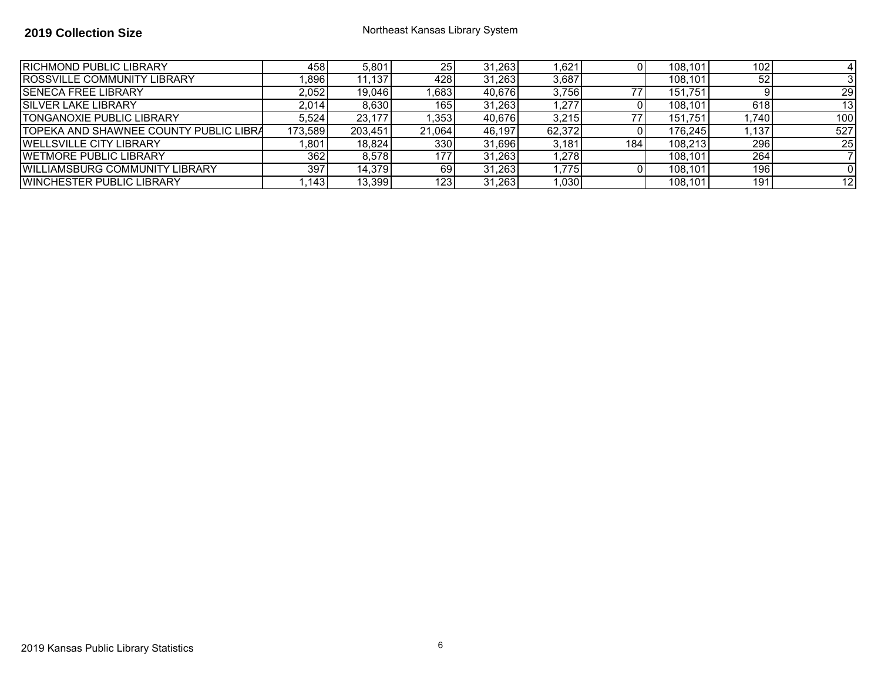**2019 Collection Size**

Northeast Kansas Library System

| | | | | | | | | | |
|---|---|---|---|---|---|---|---|---|---|
| RICHMOND PUBLIC LIBRARY | 458 | 5,801 | 25 | 31,263 | 1,621 | 0 | 108,101 | 102 | 4 |
| ROSSVILLE COMMUNITY LIBRARY | 1,896 | 11,137 | 428 | 31,263 | 3,687 | | 108,101 | 52 | 3 |
| SENECA FREE LIBRARY | 2,052 | 19,046 | 1,683 | 40,676 | 3,756 | 77 | 151,751 | 9 | 29 |
| SILVER LAKE LIBRARY | 2,014 | 8,630 | 165 | 31,263 | 1,277 | 0 | 108,101 | 618 | 13 |
| TONGANOXIE PUBLIC LIBRARY | 5,524 | 23,177 | 1,353 | 40,676 | 3,215 | 77 | 151,751 | 1,740 | 100 |
| TOPEKA AND SHAWNEE COUNTY PUBLIC LIBRA | 173,589 | 203,451 | 21,064 | 46,197 | 62,372 | 0 | 176,245 | 1,137 | 527 |
| WELLSVILLE CITY LIBRARY | 1,801 | 18,824 | 330 | 31,696 | 3,181 | 184 | 108,213 | 296 | 25 |
| WETMORE PUBLIC LIBRARY | 362 | 8,578 | 177 | 31,263 | 1,278 | | 108,101 | 264 | 7 |
| WILLIAMSBURG COMMUNITY LIBRARY | 397 | 14,379 | 69 | 31,263 | 1,775 | 0 | 108,101 | 196 | 0 |
| WINCHESTER PUBLIC LIBRARY | 1,143 | 13,399 | 123 | 31,263 | 1,030 | | 108,101 | 191 | 12 |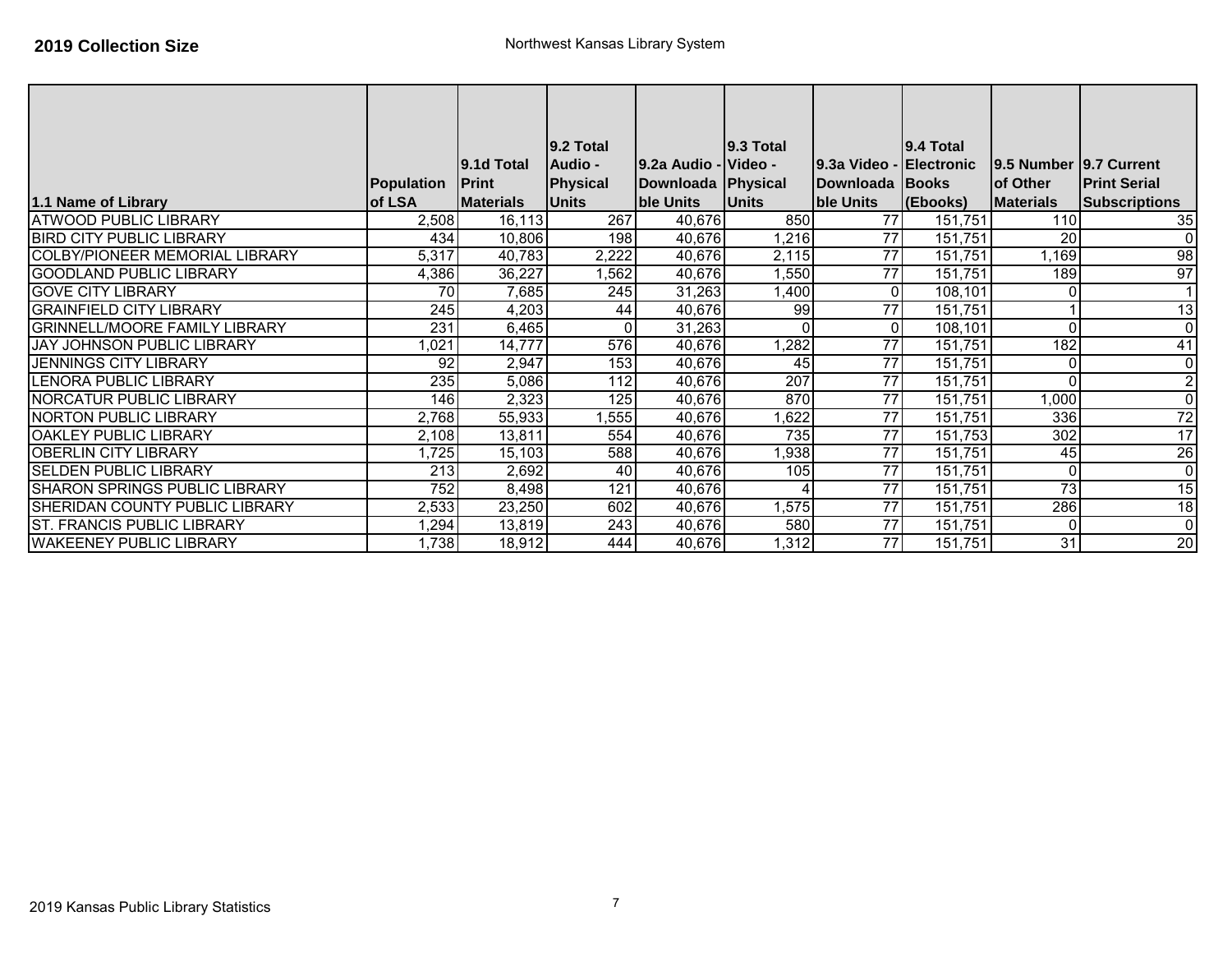**2019 Collection Size**

Northwest Kansas Library System

| 1.1 Name of Library | Population of LSA | 9.1d Total Print Materials | 9.2 Total Audio - Physical Units | 9.2a Audio - Downloadable Units | 9.3 Total Video - Physical Units | 9.3a Video - Downloadable Units | 9.4 Total Electronic Books (Ebooks) | 9.5 Number of Other Materials | 9.7 Current Print Serial Subscriptions |
|---|---|---|---|---|---|---|---|---|---|
| ATWOOD PUBLIC LIBRARY | 2,508 | 16,113 | 267 | 40,676 | 850 | 77 | 151,751 | 110 | 35 |
| BIRD CITY PUBLIC LIBRARY | 434 | 10,806 | 198 | 40,676 | 1,216 | 77 | 151,751 | 20 | 0 |
| COLBY/PIONEER MEMORIAL LIBRARY | 5,317 | 40,783 | 2,222 | 40,676 | 2,115 | 77 | 151,751 | 1,169 | 98 |
| GOODLAND PUBLIC LIBRARY | 4,386 | 36,227 | 1,562 | 40,676 | 1,550 | 77 | 151,751 | 189 | 97 |
| GOVE CITY LIBRARY | 70 | 7,685 | 245 | 31,263 | 1,400 | 0 | 108,101 | 0 | 1 |
| GRAINFIELD CITY LIBRARY | 245 | 4,203 | 44 | 40,676 | 99 | 77 | 151,751 | 1 | 13 |
| GRINNELL/MOORE FAMILY LIBRARY | 231 | 6,465 | 0 | 31,263 | 0 | 0 | 108,101 | 0 | 0 |
| JAY JOHNSON PUBLIC LIBRARY | 1,021 | 14,777 | 576 | 40,676 | 1,282 | 77 | 151,751 | 182 | 41 |
| JENNINGS CITY LIBRARY | 92 | 2,947 | 153 | 40,676 | 45 | 77 | 151,751 | 0 | 0 |
| LENORA PUBLIC LIBRARY | 235 | 5,086 | 112 | 40,676 | 207 | 77 | 151,751 | 0 | 2 |
| NORCATUR PUBLIC LIBRARY | 146 | 2,323 | 125 | 40,676 | 870 | 77 | 151,751 | 1,000 | 0 |
| NORTON PUBLIC LIBRARY | 2,768 | 55,933 | 1,555 | 40,676 | 1,622 | 77 | 151,751 | 336 | 72 |
| OAKLEY PUBLIC LIBRARY | 2,108 | 13,811 | 554 | 40,676 | 735 | 77 | 151,753 | 302 | 17 |
| OBERLIN CITY LIBRARY | 1,725 | 15,103 | 588 | 40,676 | 1,938 | 77 | 151,751 | 45 | 26 |
| SELDEN PUBLIC LIBRARY | 213 | 2,692 | 40 | 40,676 | 105 | 77 | 151,751 | 0 | 0 |
| SHARON SPRINGS PUBLIC LIBRARY | 752 | 8,498 | 121 | 40,676 | 4 | 77 | 151,751 | 73 | 15 |
| SHERIDAN COUNTY PUBLIC LIBRARY | 2,533 | 23,250 | 602 | 40,676 | 1,575 | 77 | 151,751 | 286 | 18 |
| ST. FRANCIS PUBLIC LIBRARY | 1,294 | 13,819 | 243 | 40,676 | 580 | 77 | 151,751 | 0 | 0 |
| WAKEENEY PUBLIC LIBRARY | 1,738 | 18,912 | 444 | 40,676 | 1,312 | 77 | 151,751 | 31 | 20 |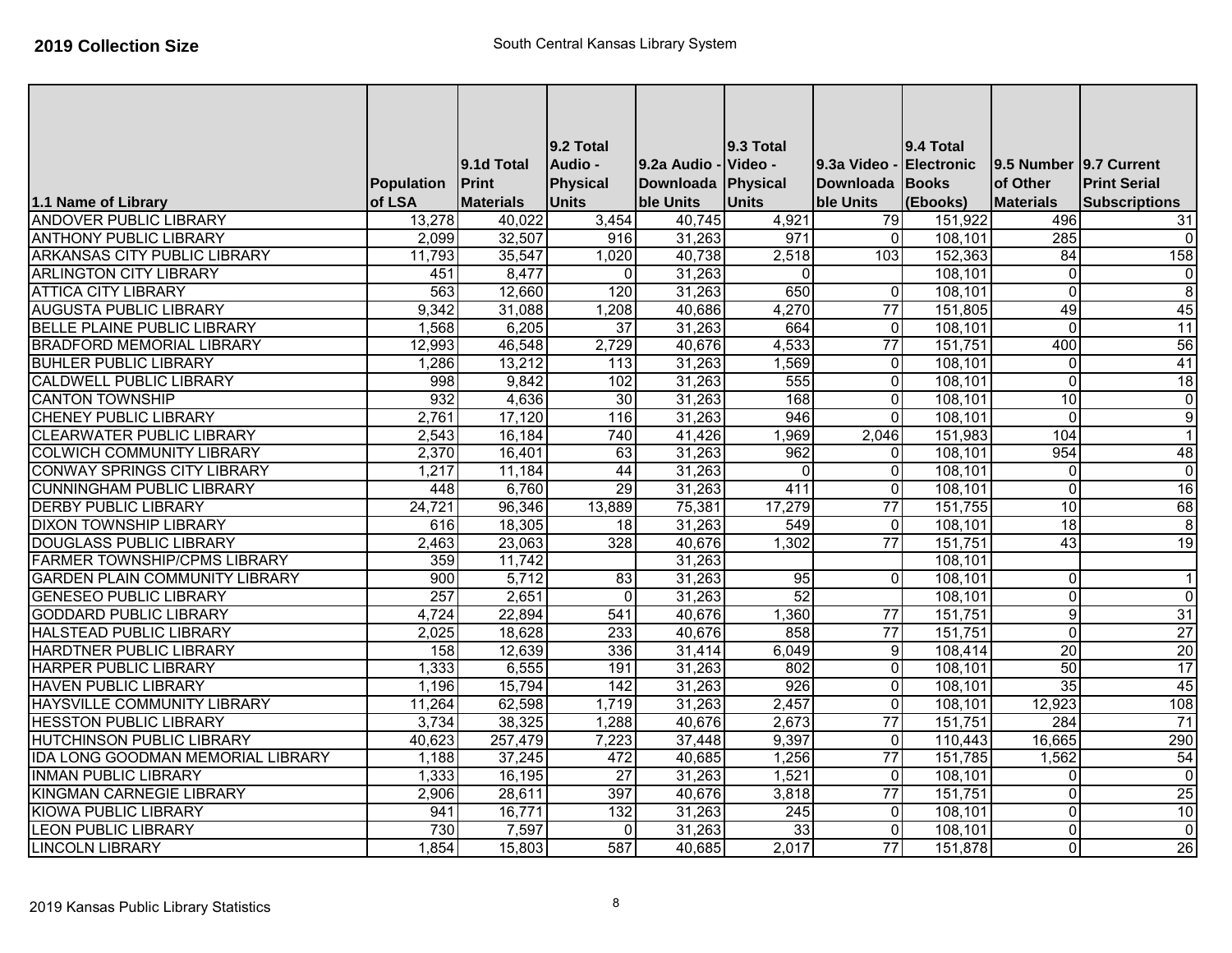**2019 Collection Size** South Central Kansas Library System

| 1.1 Name of Library | Population of LSA | 9.1d Total Print Materials | 9.2 Total Audio - Physical Units | 9.2a Audio - Downloadable Units | 9.3 Total Video - Physical Units | 9.3a Video - Downloadable Units | 9.4 Total Electronic Books (Ebooks) | 9.5 Number of Other Materials | 9.7 Current Print Serial Subscriptions |
|---|---|---|---|---|---|---|---|---|---|
| ANDOVER PUBLIC LIBRARY | 13,278 | 40,022 | 3,454 | 40,745 | 4,921 | 79 | 151,922 | 496 | 31 |
| ANTHONY PUBLIC LIBRARY | 2,099 | 32,507 | 916 | 31,263 | 971 | 0 | 108,101 | 285 | 0 |
| ARKANSAS CITY PUBLIC LIBRARY | 11,793 | 35,547 | 1,020 | 40,738 | 2,518 | 103 | 152,363 | 84 | 158 |
| ARLINGTON CITY LIBRARY | 451 | 8,477 | 0 | 31,263 | 0 | | 108,101 | 0 | 0 |
| ATTICA CITY LIBRARY | 563 | 12,660 | 120 | 31,263 | 650 | 0 | 108,101 | 0 | 8 |
| AUGUSTA PUBLIC LIBRARY | 9,342 | 31,088 | 1,208 | 40,686 | 4,270 | 77 | 151,805 | 49 | 45 |
| BELLE PLAINE PUBLIC LIBRARY | 1,568 | 6,205 | 37 | 31,263 | 664 | 0 | 108,101 | 0 | 11 |
| BRADFORD MEMORIAL LIBRARY | 12,993 | 46,548 | 2,729 | 40,676 | 4,533 | 77 | 151,751 | 400 | 56 |
| BUHLER PUBLIC LIBRARY | 1,286 | 13,212 | 113 | 31,263 | 1,569 | 0 | 108,101 | 0 | 41 |
| CALDWELL PUBLIC LIBRARY | 998 | 9,842 | 102 | 31,263 | 555 | 0 | 108,101 | 0 | 18 |
| CANTON TOWNSHIP | 932 | 4,636 | 30 | 31,263 | 168 | 0 | 108,101 | 10 | 0 |
| CHENEY PUBLIC LIBRARY | 2,761 | 17,120 | 116 | 31,263 | 946 | 0 | 108,101 | 0 | 9 |
| CLEARWATER PUBLIC LIBRARY | 2,543 | 16,184 | 740 | 41,426 | 1,969 | 2,046 | 151,983 | 104 | 1 |
| COLWICH COMMUNITY LIBRARY | 2,370 | 16,401 | 63 | 31,263 | 962 | 0 | 108,101 | 954 | 48 |
| CONWAY SPRINGS CITY LIBRARY | 1,217 | 11,184 | 44 | 31,263 | 0 | 0 | 108,101 | 0 | 0 |
| CUNNINGHAM PUBLIC LIBRARY | 448 | 6,760 | 29 | 31,263 | 411 | 0 | 108,101 | 0 | 16 |
| DERBY PUBLIC LIBRARY | 24,721 | 96,346 | 13,889 | 75,381 | 17,279 | 77 | 151,755 | 10 | 68 |
| DIXON TOWNSHIP LIBRARY | 616 | 18,305 | 18 | 31,263 | 549 | 0 | 108,101 | 18 | 8 |
| DOUGLASS PUBLIC LIBRARY | 2,463 | 23,063 | 328 | 40,676 | 1,302 | 77 | 151,751 | 43 | 19 |
| FARMER TOWNSHIP/CPMS LIBRARY | 359 | 11,742 | | 31,263 | | | 108,101 | | |
| GARDEN PLAIN COMMUNITY LIBRARY | 900 | 5,712 | 83 | 31,263 | 95 | 0 | 108,101 | 0 | 1 |
| GENESEO PUBLIC LIBRARY | 257 | 2,651 | 0 | 31,263 | 52 | | 108,101 | 0 | 0 |
| GODDARD PUBLIC LIBRARY | 4,724 | 22,894 | 541 | 40,676 | 1,360 | 77 | 151,751 | 9 | 31 |
| HALSTEAD PUBLIC LIBRARY | 2,025 | 18,628 | 233 | 40,676 | 858 | 77 | 151,751 | 0 | 27 |
| HARDTNER PUBLIC LIBRARY | 158 | 12,639 | 336 | 31,414 | 6,049 | 9 | 108,414 | 20 | 20 |
| HARPER PUBLIC LIBRARY | 1,333 | 6,555 | 191 | 31,263 | 802 | 0 | 108,101 | 50 | 17 |
| HAVEN PUBLIC LIBRARY | 1,196 | 15,794 | 142 | 31,263 | 926 | 0 | 108,101 | 35 | 45 |
| HAYSVILLE COMMUNITY LIBRARY | 11,264 | 62,598 | 1,719 | 31,263 | 2,457 | 0 | 108,101 | 12,923 | 108 |
| HESSTON PUBLIC LIBRARY | 3,734 | 38,325 | 1,288 | 40,676 | 2,673 | 77 | 151,751 | 284 | 71 |
| HUTCHINSON PUBLIC LIBRARY | 40,623 | 257,479 | 7,223 | 37,448 | 9,397 | 0 | 110,443 | 16,665 | 290 |
| IDA LONG GOODMAN MEMORIAL LIBRARY | 1,188 | 37,245 | 472 | 40,685 | 1,256 | 77 | 151,785 | 1,562 | 54 |
| INMAN PUBLIC LIBRARY | 1,333 | 16,195 | 27 | 31,263 | 1,521 | 0 | 108,101 | 0 | 0 |
| KINGMAN CARNEGIE LIBRARY | 2,906 | 28,611 | 397 | 40,676 | 3,818 | 77 | 151,751 | 0 | 25 |
| KIOWA PUBLIC LIBRARY | 941 | 16,771 | 132 | 31,263 | 245 | 0 | 108,101 | 0 | 10 |
| LEON PUBLIC LIBRARY | 730 | 7,597 | 0 | 31,263 | 33 | 0 | 108,101 | 0 | 0 |
| LINCOLN LIBRARY | 1,854 | 15,803 | 587 | 40,685 | 2,017 | 77 | 151,878 | 0 | 26 |

2019 Kansas Public Library Statistics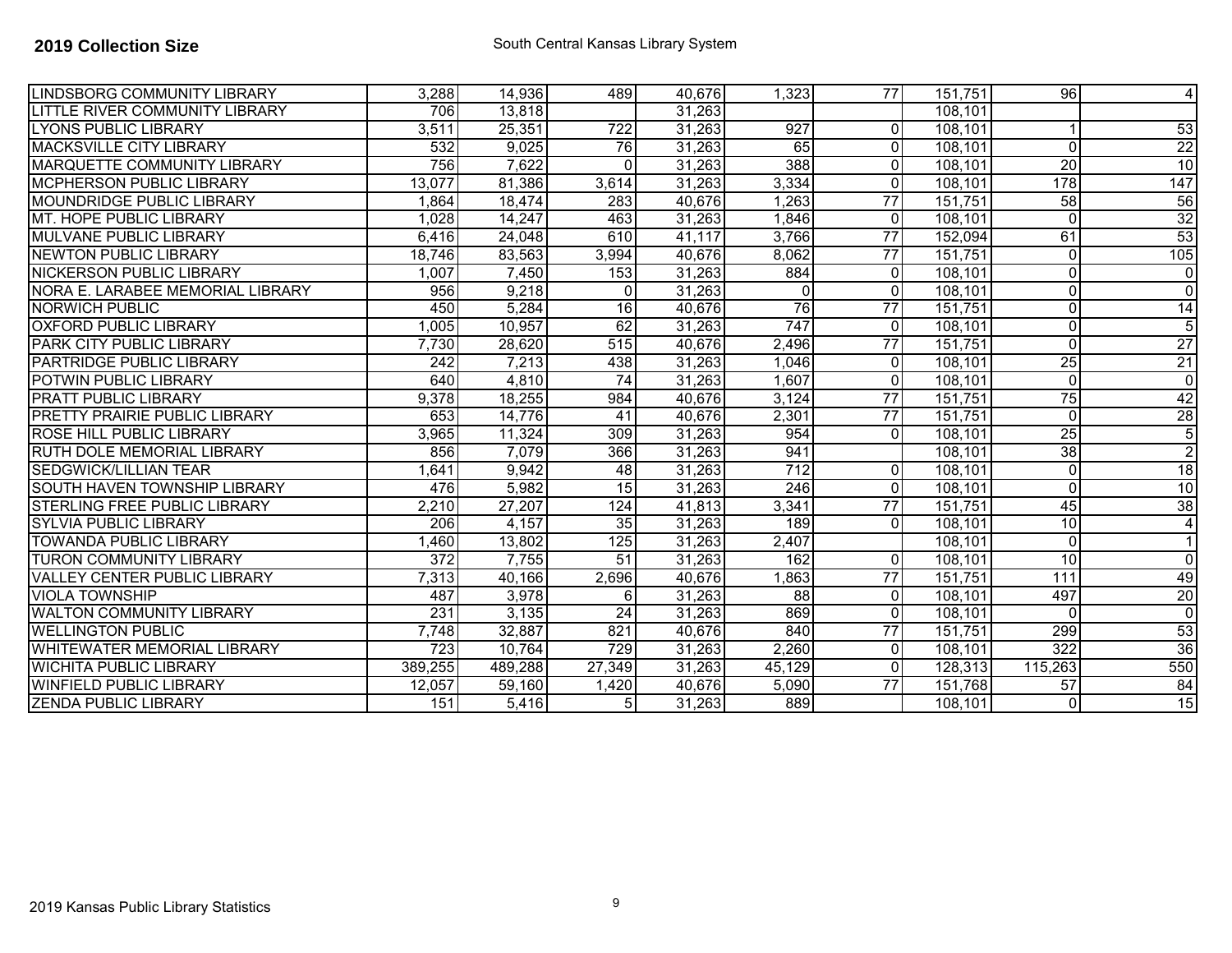**2019 Collection Size** South Central Kansas Library System

| | | | | | | | | | |
|---|---|---|---|---|---|---|---|---|---|
| LINDSBORG COMMUNITY LIBRARY | 3,288 | 14,936 | 489 | 40,676 | 1,323 | 77 | 151,751 | 96 | 4 |
| LITTLE RIVER COMMUNITY LIBRARY | 706 | 13,818 | | 31,263 | | | 108,101 | | |
| LYONS PUBLIC LIBRARY | 3,511 | 25,351 | 722 | 31,263 | 927 | 0 | 108,101 | 1 | 53 |
| MACKSVILLE CITY LIBRARY | 532 | 9,025 | 76 | 31,263 | 65 | 0 | 108,101 | 0 | 22 |
| MARQUETTE COMMUNITY LIBRARY | 756 | 7,622 | 0 | 31,263 | 388 | 0 | 108,101 | 20 | 10 |
| MCPHERSON PUBLIC LIBRARY | 13,077 | 81,386 | 3,614 | 31,263 | 3,334 | 0 | 108,101 | 178 | 147 |
| MOUNDRIDGE PUBLIC LIBRARY | 1,864 | 18,474 | 283 | 40,676 | 1,263 | 77 | 151,751 | 58 | 56 |
| MT. HOPE PUBLIC LIBRARY | 1,028 | 14,247 | 463 | 31,263 | 1,846 | 0 | 108,101 | 0 | 32 |
| MULVANE PUBLIC LIBRARY | 6,416 | 24,048 | 610 | 41,117 | 3,766 | 77 | 152,094 | 61 | 53 |
| NEWTON PUBLIC LIBRARY | 18,746 | 83,563 | 3,994 | 40,676 | 8,062 | 77 | 151,751 | 0 | 105 |
| NICKERSON PUBLIC LIBRARY | 1,007 | 7,450 | 153 | 31,263 | 884 | 0 | 108,101 | 0 | 0 |
| NORA E. LARABEE MEMORIAL LIBRARY | 956 | 9,218 | 0 | 31,263 | 0 | 0 | 108,101 | 0 | 0 |
| NORWICH PUBLIC | 450 | 5,284 | 16 | 40,676 | 76 | 77 | 151,751 | 0 | 14 |
| OXFORD PUBLIC LIBRARY | 1,005 | 10,957 | 62 | 31,263 | 747 | 0 | 108,101 | 0 | 5 |
| PARK CITY PUBLIC LIBRARY | 7,730 | 28,620 | 515 | 40,676 | 2,496 | 77 | 151,751 | 0 | 27 |
| PARTRIDGE PUBLIC LIBRARY | 242 | 7,213 | 438 | 31,263 | 1,046 | 0 | 108,101 | 25 | 21 |
| POTWIN PUBLIC LIBRARY | 640 | 4,810 | 74 | 31,263 | 1,607 | 0 | 108,101 | 0 | 0 |
| PRATT PUBLIC LIBRARY | 9,378 | 18,255 | 984 | 40,676 | 3,124 | 77 | 151,751 | 75 | 42 |
| PRETTY PRAIRIE PUBLIC LIBRARY | 653 | 14,776 | 41 | 40,676 | 2,301 | 77 | 151,751 | 0 | 28 |
| ROSE HILL PUBLIC LIBRARY | 3,965 | 11,324 | 309 | 31,263 | 954 | 0 | 108,101 | 25 | 5 |
| RUTH DOLE MEMORIAL LIBRARY | 856 | 7,079 | 366 | 31,263 | 941 | | 108,101 | 38 | 2 |
| SEDGWICK/LILLIAN TEAR | 1,641 | 9,942 | 48 | 31,263 | 712 | 0 | 108,101 | 0 | 18 |
| SOUTH HAVEN TOWNSHIP LIBRARY | 476 | 5,982 | 15 | 31,263 | 246 | 0 | 108,101 | 0 | 10 |
| STERLING FREE PUBLIC LIBRARY | 2,210 | 27,207 | 124 | 41,813 | 3,341 | 77 | 151,751 | 45 | 38 |
| SYLVIA PUBLIC LIBRARY | 206 | 4,157 | 35 | 31,263 | 189 | 0 | 108,101 | 10 | 4 |
| TOWANDA PUBLIC LIBRARY | 1,460 | 13,802 | 125 | 31,263 | 2,407 | | 108,101 | 0 | 1 |
| TURON COMMUNITY LIBRARY | 372 | 7,755 | 51 | 31,263 | 162 | 0 | 108,101 | 10 | 0 |
| VALLEY CENTER PUBLIC LIBRARY | 7,313 | 40,166 | 2,696 | 40,676 | 1,863 | 77 | 151,751 | 111 | 49 |
| VIOLA TOWNSHIP | 487 | 3,978 | 6 | 31,263 | 88 | 0 | 108,101 | 497 | 20 |
| WALTON COMMUNITY LIBRARY | 231 | 3,135 | 24 | 31,263 | 869 | 0 | 108,101 | 0 | 0 |
| WELLINGTON PUBLIC | 7,748 | 32,887 | 821 | 40,676 | 840 | 77 | 151,751 | 299 | 53 |
| WHITEWATER MEMORIAL LIBRARY | 723 | 10,764 | 729 | 31,263 | 2,260 | 0 | 108,101 | 322 | 36 |
| WICHITA PUBLIC LIBRARY | 389,255 | 489,288 | 27,349 | 31,263 | 45,129 | 0 | 128,313 | 115,263 | 550 |
| WINFIELD PUBLIC LIBRARY | 12,057 | 59,160 | 1,420 | 40,676 | 5,090 | 77 | 151,768 | 57 | 84 |
| ZENDA PUBLIC LIBRARY | 151 | 5,416 | 5 | 31,263 | 889 | | 108,101 | 0 | 15 |

2019 Kansas Public Library Statistics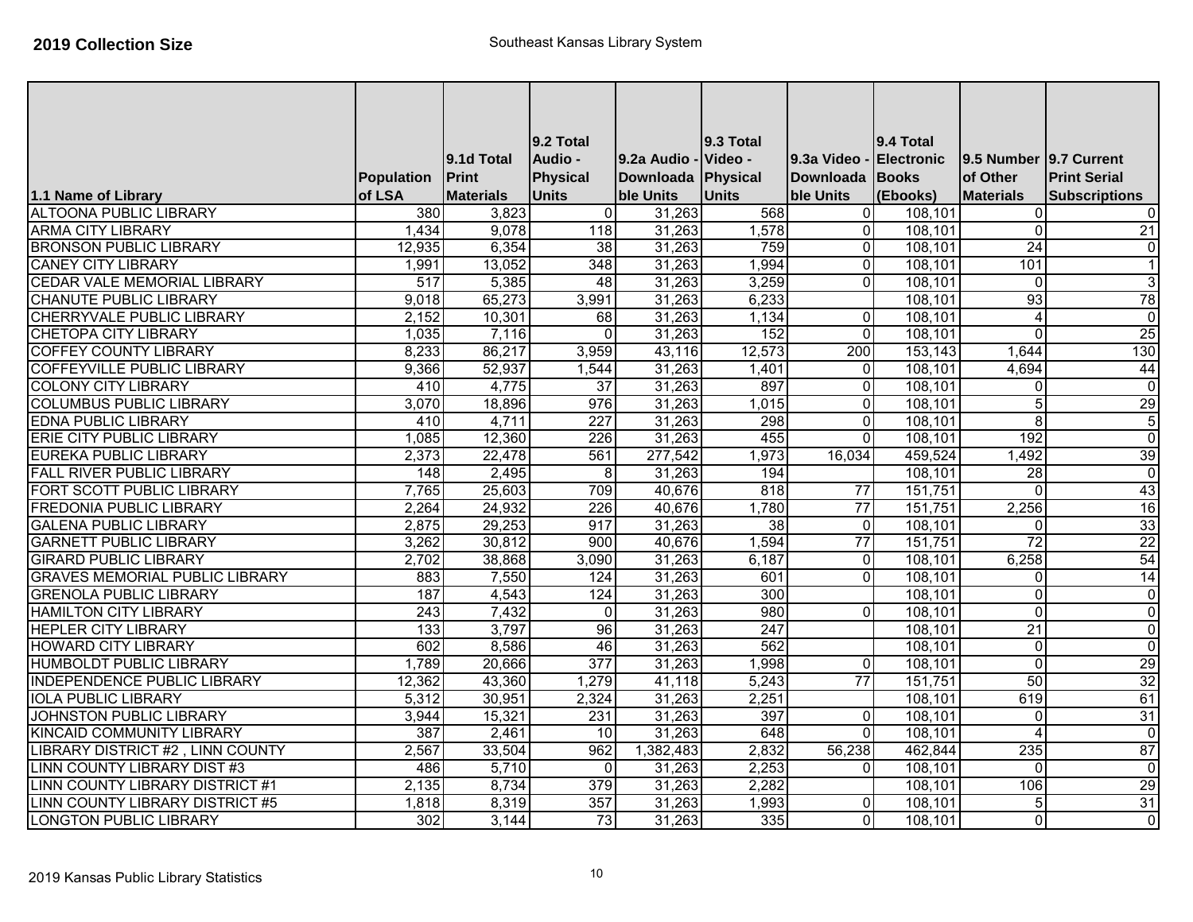**2019 Collection Size**

Southeast Kansas Library System

| 1.1 Name of Library | Population of LSA | 9.1d Total Print Materials | 9.2 Total Audio - Physical Units | 9.2a Audio - Downloadable Units | 9.3 Total Video - Physical Units | 9.3a Video - Downloadable Units | 9.4 Total Electronic Books (Ebooks) | 9.5 Number of Other Materials | 9.7 Current Print Serial Subscriptions |
|---|---|---|---|---|---|---|---|---|---|
| ALTOONA PUBLIC LIBRARY | 380 | 3,823 | 0 | 31,263 | 568 | 0 | 108,101 | 0 | 0 |
| ARMA CITY LIBRARY | 1,434 | 9,078 | 118 | 31,263 | 1,578 | 0 | 108,101 | 0 | 21 |
| BRONSON PUBLIC LIBRARY | 12,935 | 6,354 | 38 | 31,263 | 759 | 0 | 108,101 | 24 | 0 |
| CANEY CITY LIBRARY | 1,991 | 13,052 | 348 | 31,263 | 1,994 | 0 | 108,101 | 101 | 1 |
| CEDAR VALE MEMORIAL LIBRARY | 517 | 5,385 | 48 | 31,263 | 3,259 | 0 | 108,101 | 0 | 3 |
| CHANUTE PUBLIC LIBRARY | 9,018 | 65,273 | 3,991 | 31,263 | 6,233 | | 108,101 | 93 | 78 |
| CHERRYVALE PUBLIC LIBRARY | 2,152 | 10,301 | 68 | 31,263 | 1,134 | 0 | 108,101 | 4 | 0 |
| CHETOPA CITY LIBRARY | 1,035 | 7,116 | 0 | 31,263 | 152 | 0 | 108,101 | 0 | 25 |
| COFFEY COUNTY LIBRARY | 8,233 | 86,217 | 3,959 | 43,116 | 12,573 | 200 | 153,143 | 1,644 | 130 |
| COFFEYVILLE PUBLIC LIBRARY | 9,366 | 52,937 | 1,544 | 31,263 | 1,401 | 0 | 108,101 | 4,694 | 44 |
| COLONY CITY LIBRARY | 410 | 4,775 | 37 | 31,263 | 897 | 0 | 108,101 | 0 | 0 |
| COLUMBUS PUBLIC LIBRARY | 3,070 | 18,896 | 976 | 31,263 | 1,015 | 0 | 108,101 | 5 | 29 |
| EDNA PUBLIC LIBRARY | 410 | 4,711 | 227 | 31,263 | 298 | 0 | 108,101 | 8 | 5 |
| ERIE CITY PUBLIC LIBRARY | 1,085 | 12,360 | 226 | 31,263 | 455 | 0 | 108,101 | 192 | 0 |
| EUREKA PUBLIC LIBRARY | 2,373 | 22,478 | 561 | 277,542 | 1,973 | 16,034 | 459,524 | 1,492 | 39 |
| FALL RIVER PUBLIC LIBRARY | 148 | 2,495 | 8 | 31,263 | 194 | | 108,101 | 28 | 0 |
| FORT SCOTT PUBLIC LIBRARY | 7,765 | 25,603 | 709 | 40,676 | 818 | 77 | 151,751 | 0 | 43 |
| FREDONIA PUBLIC LIBRARY | 2,264 | 24,932 | 226 | 40,676 | 1,780 | 77 | 151,751 | 2,256 | 16 |
| GALENA PUBLIC LIBRARY | 2,875 | 29,253 | 917 | 31,263 | 38 | 0 | 108,101 | 0 | 33 |
| GARNETT PUBLIC LIBRARY | 3,262 | 30,812 | 900 | 40,676 | 1,594 | 77 | 151,751 | 72 | 22 |
| GIRARD PUBLIC LIBRARY | 2,702 | 38,868 | 3,090 | 31,263 | 6,187 | 0 | 108,101 | 6,258 | 54 |
| GRAVES MEMORIAL PUBLIC LIBRARY | 883 | 7,550 | 124 | 31,263 | 601 | 0 | 108,101 | 0 | 14 |
| GRENOLA PUBLIC LIBRARY | 187 | 4,543 | 124 | 31,263 | 300 | | 108,101 | 0 | 0 |
| HAMILTON CITY LIBRARY | 243 | 7,432 | 0 | 31,263 | 980 | 0 | 108,101 | 0 | 0 |
| HEPLER CITY LIBRARY | 133 | 3,797 | 96 | 31,263 | 247 | | 108,101 | 21 | 0 |
| HOWARD CITY LIBRARY | 602 | 8,586 | 46 | 31,263 | 562 | | 108,101 | 0 | 0 |
| HUMBOLDT PUBLIC LIBRARY | 1,789 | 20,666 | 377 | 31,263 | 1,998 | 0 | 108,101 | 0 | 29 |
| INDEPENDENCE PUBLIC LIBRARY | 12,362 | 43,360 | 1,279 | 41,118 | 5,243 | 77 | 151,751 | 50 | 32 |
| IOLA PUBLIC LIBRARY | 5,312 | 30,951 | 2,324 | 31,263 | 2,251 | | 108,101 | 619 | 61 |
| JOHNSTON PUBLIC LIBRARY | 3,944 | 15,321 | 231 | 31,263 | 397 | 0 | 108,101 | 0 | 31 |
| KINCAID COMMUNITY LIBRARY | 387 | 2,461 | 10 | 31,263 | 648 | 0 | 108,101 | 4 | 0 |
| LIBRARY DISTRICT #2 , LINN COUNTY | 2,567 | 33,504 | 962 | 1,382,483 | 2,832 | 56,238 | 462,844 | 235 | 87 |
| LINN COUNTY LIBRARY DIST #3 | 486 | 5,710 | 0 | 31,263 | 2,253 | 0 | 108,101 | 0 | 0 |
| LINN COUNTY LIBRARY DISTRICT #1 | 2,135 | 8,734 | 379 | 31,263 | 2,282 | | 108,101 | 106 | 29 |
| LINN COUNTY LIBRARY DISTRICT #5 | 1,818 | 8,319 | 357 | 31,263 | 1,993 | 0 | 108,101 | 5 | 31 |
| LONGTON PUBLIC LIBRARY | 302 | 3,144 | 73 | 31,263 | 335 | 0 | 108,101 | 0 | 0 |

2019 Kansas Public Library Statistics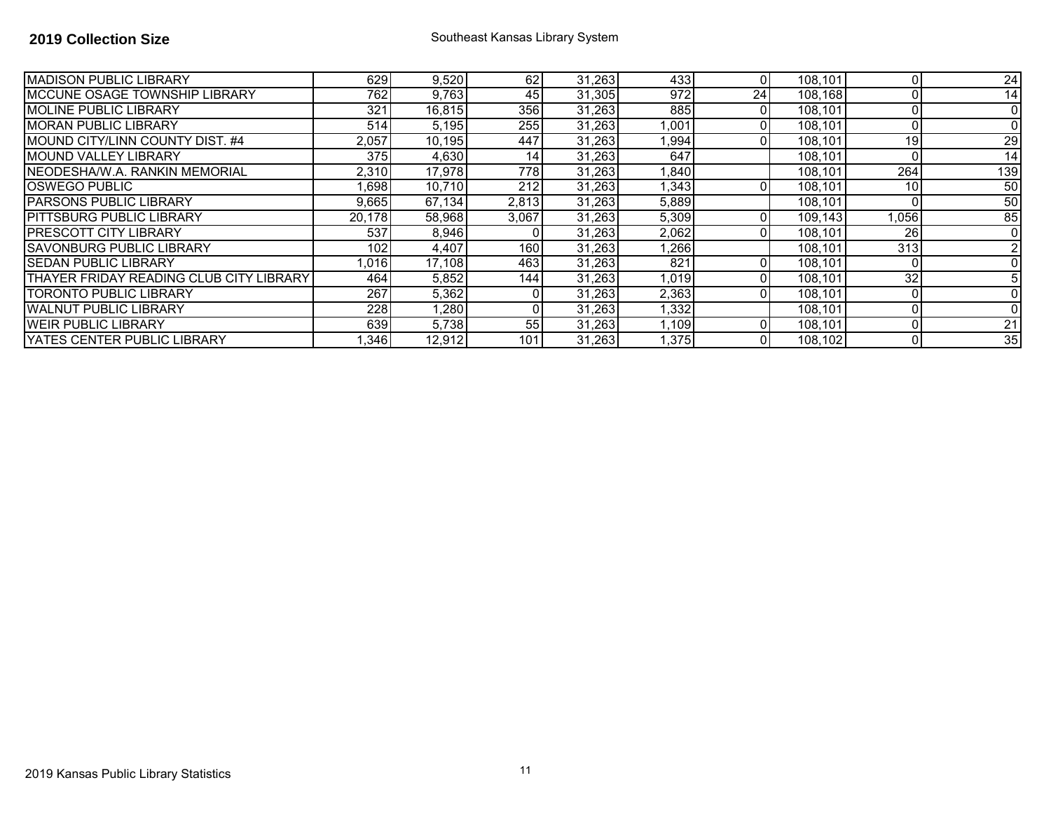**2019 Collection Size**

Southeast Kansas Library System

| | | | | | | | | | |
|---|---|---|---|---|---|---|---|---|---|
| MADISON PUBLIC LIBRARY | 629 | 9,520 | 62 | 31,263 | 433 | 0 | 108,101 | 0 | 24 |
| MCCUNE OSAGE TOWNSHIP LIBRARY | 762 | 9,763 | 45 | 31,305 | 972 | 24 | 108,168 | 0 | 14 |
| MOLINE PUBLIC LIBRARY | 321 | 16,815 | 356 | 31,263 | 885 | 0 | 108,101 | 0 | 0 |
| MORAN PUBLIC LIBRARY | 514 | 5,195 | 255 | 31,263 | 1,001 | 0 | 108,101 | 0 | 0 |
| MOUND CITY/LINN COUNTY DIST. #4 | 2,057 | 10,195 | 447 | 31,263 | 1,994 | 0 | 108,101 | 19 | 29 |
| MOUND VALLEY LIBRARY | 375 | 4,630 | 14 | 31,263 | 647 | | 108,101 | 0 | 14 |
| NEODESHA/W.A. RANKIN MEMORIAL | 2,310 | 17,978 | 778 | 31,263 | 1,840 | | 108,101 | 264 | 139 |
| OSWEGO PUBLIC | 1,698 | 10,710 | 212 | 31,263 | 1,343 | 0 | 108,101 | 10 | 50 |
| PARSONS PUBLIC LIBRARY | 9,665 | 67,134 | 2,813 | 31,263 | 5,889 | | 108,101 | 0 | 50 |
| PITTSBURG PUBLIC LIBRARY | 20,178 | 58,968 | 3,067 | 31,263 | 5,309 | 0 | 109,143 | 1,056 | 85 |
| PRESCOTT CITY LIBRARY | 537 | 8,946 | 0 | 31,263 | 2,062 | 0 | 108,101 | 26 | 0 |
| SAVONBURG PUBLIC LIBRARY | 102 | 4,407 | 160 | 31,263 | 1,266 | | 108,101 | 313 | 2 |
| SEDAN PUBLIC LIBRARY | 1,016 | 17,108 | 463 | 31,263 | 821 | 0 | 108,101 | 0 | 0 |
| THAYER FRIDAY READING CLUB CITY LIBRARY | 464 | 5,852 | 144 | 31,263 | 1,019 | 0 | 108,101 | 32 | 5 |
| TORONTO PUBLIC LIBRARY | 267 | 5,362 | 0 | 31,263 | 2,363 | 0 | 108,101 | 0 | 0 |
| WALNUT PUBLIC LIBRARY | 228 | 1,280 | 0 | 31,263 | 1,332 | | 108,101 | 0 | 0 |
| WEIR PUBLIC LIBRARY | 639 | 5,738 | 55 | 31,263 | 1,109 | 0 | 108,101 | 0 | 21 |
| YATES CENTER PUBLIC LIBRARY | 1,346 | 12,912 | 101 | 31,263 | 1,375 | 0 | 108,102 | 0 | 35 |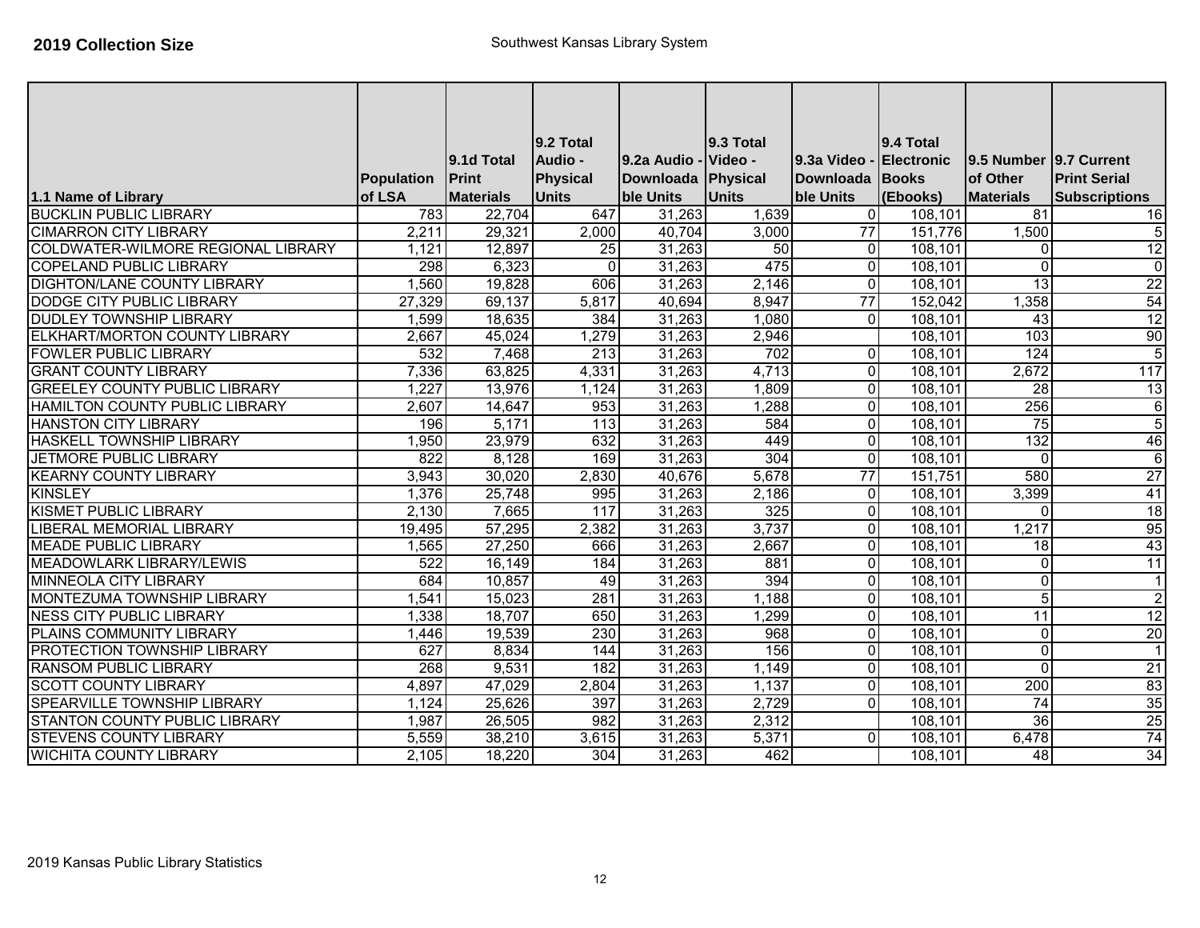**2019 Collection Size**

Southwest Kansas Library System

| 1.1 Name of Library | Population of LSA | 9.1d Total Print Materials | 9.2 Total Audio - Physical Units | 9.2a Audio - Downloadable Units | 9.3 Total Video - Physical Units | 9.3a Video - Downloadable Units | 9.4 Total Electronic Books (Ebooks) | 9.5 Number of Other Materials | 9.7 Current Print Serial Subscriptions |
|---|---|---|---|---|---|---|---|---|---|
| BUCKLIN PUBLIC LIBRARY | 783 | 22,704 | 647 | 31,263 | 1,639 | 0 | 108,101 | 81 | 16 |
| CIMARRON CITY LIBRARY | 2,211 | 29,321 | 2,000 | 40,704 | 3,000 | 77 | 151,776 | 1,500 | 5 |
| COLDWATER-WILMORE REGIONAL LIBRARY | 1,121 | 12,897 | 25 | 31,263 | 50 | 0 | 108,101 | 0 | 12 |
| COPELAND PUBLIC LIBRARY | 298 | 6,323 | 0 | 31,263 | 475 | 0 | 108,101 | 0 | 0 |
| DIGHTON/LANE COUNTY LIBRARY | 1,560 | 19,828 | 606 | 31,263 | 2,146 | 0 | 108,101 | 13 | 22 |
| DODGE CITY PUBLIC LIBRARY | 27,329 | 69,137 | 5,817 | 40,694 | 8,947 | 77 | 152,042 | 1,358 | 54 |
| DUDLEY TOWNSHIP LIBRARY | 1,599 | 18,635 | 384 | 31,263 | 1,080 | 0 | 108,101 | 43 | 12 |
| ELKHART/MORTON COUNTY LIBRARY | 2,667 | 45,024 | 1,279 | 31,263 | 2,946 | | 108,101 | 103 | 90 |
| FOWLER PUBLIC LIBRARY | 532 | 7,468 | 213 | 31,263 | 702 | 0 | 108,101 | 124 | 5 |
| GRANT COUNTY LIBRARY | 7,336 | 63,825 | 4,331 | 31,263 | 4,713 | 0 | 108,101 | 2,672 | 117 |
| GREELEY COUNTY PUBLIC LIBRARY | 1,227 | 13,976 | 1,124 | 31,263 | 1,809 | 0 | 108,101 | 28 | 13 |
| HAMILTON COUNTY PUBLIC LIBRARY | 2,607 | 14,647 | 953 | 31,263 | 1,288 | 0 | 108,101 | 256 | 6 |
| HANSTON CITY LIBRARY | 196 | 5,171 | 113 | 31,263 | 584 | 0 | 108,101 | 75 | 5 |
| HASKELL TOWNSHIP LIBRARY | 1,950 | 23,979 | 632 | 31,263 | 449 | 0 | 108,101 | 132 | 46 |
| JETMORE PUBLIC LIBRARY | 822 | 8,128 | 169 | 31,263 | 304 | 0 | 108,101 | 0 | 6 |
| KEARNY COUNTY LIBRARY | 3,943 | 30,020 | 2,830 | 40,676 | 5,678 | 77 | 151,751 | 580 | 27 |
| KINSLEY | 1,376 | 25,748 | 995 | 31,263 | 2,186 | 0 | 108,101 | 3,399 | 41 |
| KISMET PUBLIC LIBRARY | 2,130 | 7,665 | 117 | 31,263 | 325 | 0 | 108,101 | 0 | 18 |
| LIBERAL MEMORIAL LIBRARY | 19,495 | 57,295 | 2,382 | 31,263 | 3,737 | 0 | 108,101 | 1,217 | 95 |
| MEADE PUBLIC LIBRARY | 1,565 | 27,250 | 666 | 31,263 | 2,667 | 0 | 108,101 | 18 | 43 |
| MEADOWLARK LIBRARY/LEWIS | 522 | 16,149 | 184 | 31,263 | 881 | 0 | 108,101 | 0 | 11 |
| MINNEOLA CITY LIBRARY | 684 | 10,857 | 49 | 31,263 | 394 | 0 | 108,101 | 0 | 1 |
| MONTEZUMA TOWNSHIP LIBRARY | 1,541 | 15,023 | 281 | 31,263 | 1,188 | 0 | 108,101 | 5 | 2 |
| NESS CITY PUBLIC LIBRARY | 1,338 | 18,707 | 650 | 31,263 | 1,299 | 0 | 108,101 | 11 | 12 |
| PLAINS COMMUNITY LIBRARY | 1,446 | 19,539 | 230 | 31,263 | 968 | 0 | 108,101 | 0 | 20 |
| PROTECTION TOWNSHIP LIBRARY | 627 | 8,834 | 144 | 31,263 | 156 | 0 | 108,101 | 0 | 1 |
| RANSOM PUBLIC LIBRARY | 268 | 9,531 | 182 | 31,263 | 1,149 | 0 | 108,101 | 0 | 21 |
| SCOTT COUNTY LIBRARY | 4,897 | 47,029 | 2,804 | 31,263 | 1,137 | 0 | 108,101 | 200 | 83 |
| SPEARVILLE TOWNSHIP LIBRARY | 1,124 | 25,626 | 397 | 31,263 | 2,729 | 0 | 108,101 | 74 | 35 |
| STANTON COUNTY PUBLIC LIBRARY | 1,987 | 26,505 | 982 | 31,263 | 2,312 | | 108,101 | 36 | 25 |
| STEVENS COUNTY LIBRARY | 5,559 | 38,210 | 3,615 | 31,263 | 5,371 | 0 | 108,101 | 6,478 | 74 |
| WICHITA COUNTY LIBRARY | 2,105 | 18,220 | 304 | 31,263 | 462 | | 108,101 | 48 | 34 |

2019 Kansas Public Library Statistics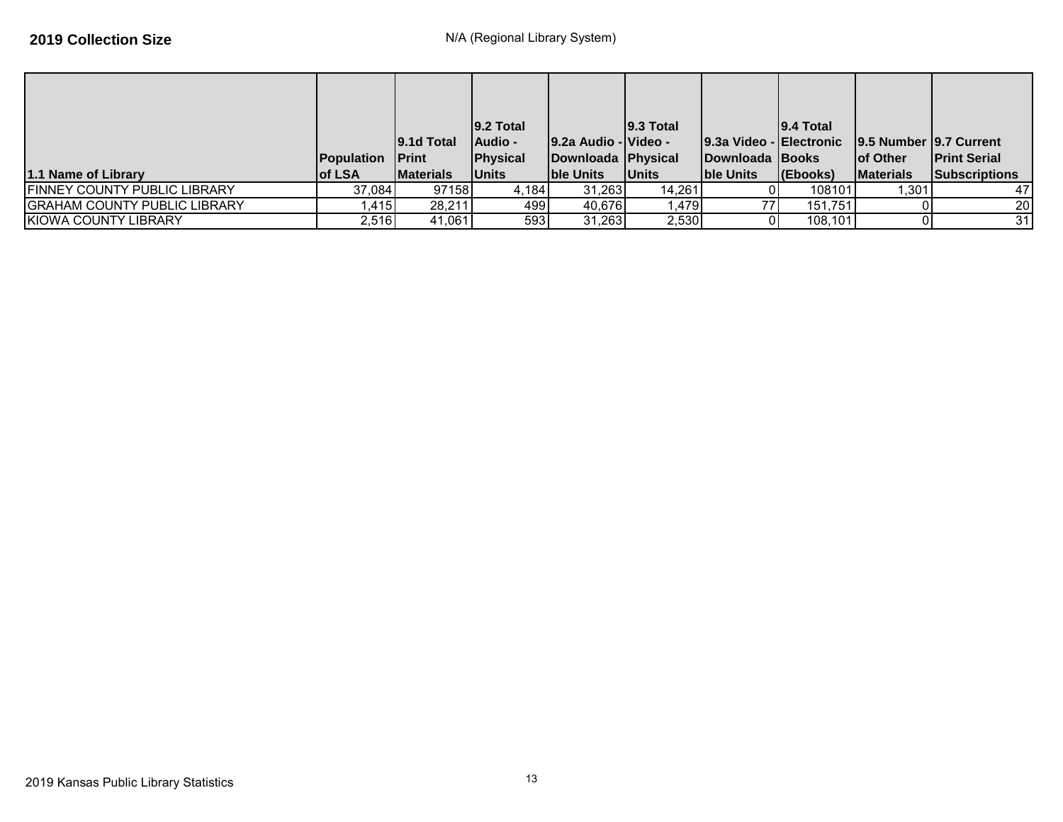**2019 Collection Size**

N/A (Regional Library System)

| 1.1 Name of Library | Population of LSA | 9.1d Total Print Materials | 9.2 Total Audio - Physical Units | 9.2a Audio - Downloadable Units | 9.3 Total Video - Physical Units | 9.3a Video - Downloadable Units | 9.4 Total Electronic Books (Ebooks) | 9.5 Number of Other Materials | 9.7 Current Print Serial Subscriptions |
|---|---|---|---|---|---|---|---|---|---|
| FINNEY COUNTY PUBLIC LIBRARY | 37,084 | 97158 | 4,184 | 31,263 | 14,261 | 0 | 108101 | 1,301 | 47 |
| GRAHAM COUNTY PUBLIC LIBRARY | 1,415 | 28,211 | 499 | 40,676 | 1,479 | 77 | 151,751 | 0 | 20 |
| KIOWA COUNTY LIBRARY | 2,516 | 41,061 | 593 | 31,263 | 2,530 | 0 | 108,101 | 0 | 31 |